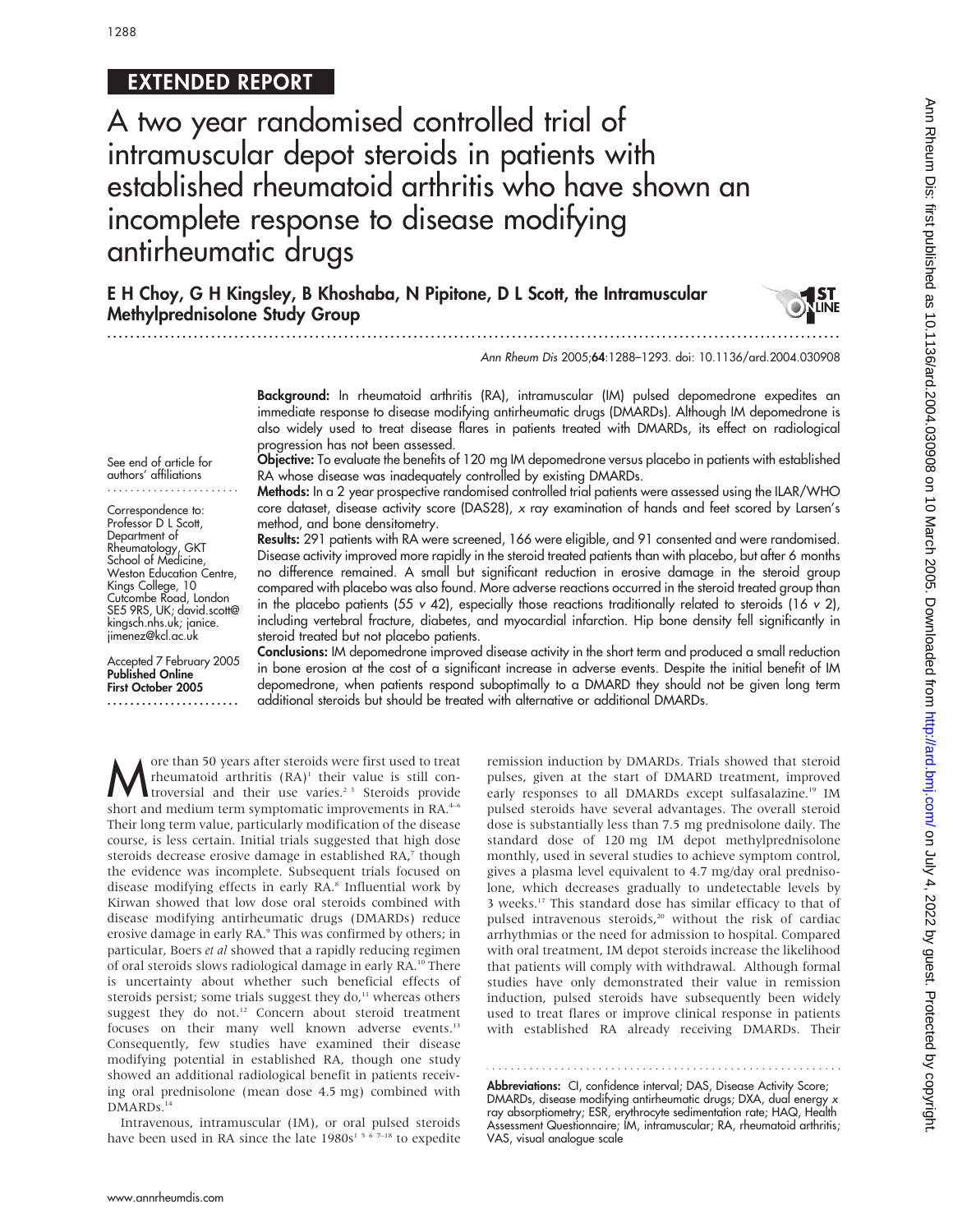EXTENDED REPORT

# A two year randomised controlled trial of intramuscular depot steroids in patients with established rheumatoid arthritis who have shown an incomplete response to disease modifying antirheumatic drugs

**E H Choy, G H Kingsley, B Khoshaba, N Pipitone, D L Scott, the Intramuscular Methylprednisolone Study Group**

*Ann Rheum Dis* 2005;**64**:1288–1293. doi: 10.1136/ard.2004.030908

See end of article for authors' affiliations

Correspondence to: Professor D L Scott, Department of Rheumatology, GKT School of Medicine, Weston Education Centre, Kings College, 10 Cutcombe Road, London SE5 9RS, UK; david.scott@kingsch.nhs.uk; janice.jimenez@kcl.ac.uk

Accepted 7 February 2005
**Published Online First October 2005**

**Background:** In rheumatoid arthritis (RA), intramuscular (IM) pulsed depomedrone expedites an immediate response to disease modifying antirheumatic drugs (DMARDs). Although IM depomedrone is also widely used to treat disease flares in patients treated with DMARDs, its effect on radiological progression has not been assessed.

**Objective:** To evaluate the benefits of 120 mg IM depomedrone versus placebo in patients with established RA whose disease was inadequately controlled by existing DMARDs.

**Methods:** In a 2 year prospective randomised controlled trial patients were assessed using the ILAR/WHO core dataset, disease activity score (DAS28), *x* ray examination of hands and feet scored by Larsen's method, and bone densitometry.

**Results:** 291 patients with RA were screened, 166 were eligible, and 91 consented and were randomised. Disease activity improved more rapidly in the steroid treated patients than with placebo, but after 6 months no difference remained. A small but significant reduction in erosive damage in the steroid group compared with placebo was also found. More adverse reactions occurred in the steroid treated group than in the placebo patients (55 *v* 42), especially those reactions traditionally related to steroids (16 *v* 2), including vertebral fracture, diabetes, and myocardial infarction. Hip bone density fell significantly in steroid treated but not placebo patients.

**Conclusions:** IM depomedrone improved disease activity in the short term and produced a small reduction in bone erosion at the cost of a significant increase in adverse events. Despite the initial benefit of IM depomedrone, when patients respond suboptimally to a DMARD they should not be given long term additional steroids but should be treated with alternative or additional DMARDs.

More than 50 years after steroids were first used to treat rheumatoid arthritis (RA)[1] their value is still controversial and their use varies.[2,3] Steroids provide short and medium term symptomatic improvements in RA.[4–6] Their long term value, particularly modification of the disease course, is less certain. Initial trials suggested that high dose steroids decrease erosive damage in established RA,[7] though the evidence was incomplete. Subsequent trials focused on disease modifying effects in early RA.[8] Influential work by Kirwan showed that low dose oral steroids combined with disease modifying antirheumatic drugs (DMARDs) reduce erosive damage in early RA.[9] This was confirmed by others; in particular, Boers *et al* showed that a rapidly reducing regimen of oral steroids slows radiological damage in early RA.[10] There is uncertainty about whether such beneficial effects of steroids persist; some trials suggest they do,[11] whereas others suggest they do not.[12] Concern about steroid treatment focuses on their many well known adverse events.[13] Consequently, few studies have examined their disease modifying potential in established RA, though one study showed an additional radiological benefit in patients receiving oral prednisolone (mean dose 4.5 mg) combined with DMARDs.[14]

Intravenous, intramuscular (IM), or oral pulsed steroids have been used in RA since the late 1980s[1 5 6 7–18] to expedite remission induction by DMARDs. Trials showed that steroid pulses, given at the start of DMARD treatment, improved early responses to all DMARDs except sulfasalazine.[19] IM pulsed steroids have several advantages. The overall steroid dose is substantially less than 7.5 mg prednisolone daily. The standard dose of 120 mg IM depot methylprednisolone monthly, used in several studies to achieve symptom control, gives a plasma level equivalent to 4.7 mg/day oral prednisolone, which decreases gradually to undetectable levels by 3 weeks.[17] This standard dose has similar efficacy to that of pulsed intravenous steroids,[20] without the risk of cardiac arrhythmias or the need for admission to hospital. Compared with oral treatment, IM depot steroids increase the likelihood that patients will comply with withdrawal. Although formal studies have only demonstrated their value in remission induction, pulsed steroids have subsequently been widely used to treat flares or improve clinical response in patients with established RA already receiving DMARDs. Their

**Abbreviations:** CI, confidence interval; DAS, Disease Activity Score; DMARDs, disease modifying antirheumatic drugs; DXA, dual energy *x* ray absorptiometry; ESR, erythrocyte sedimentation rate; HAQ, Health Assessment Questionnaire; IM, intramuscular; RA, rheumatoid arthritis; VAS, visual analogue scale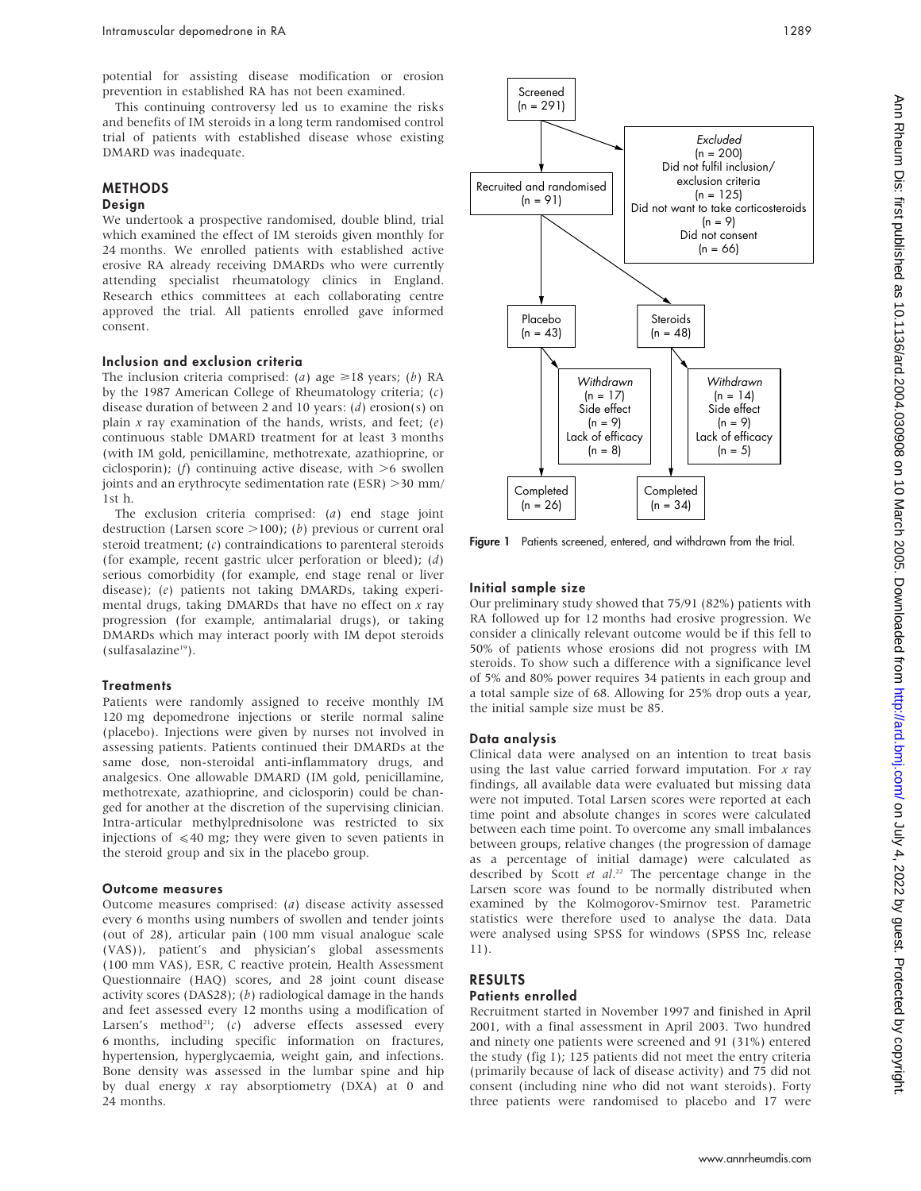potential for assisting disease modification or erosion prevention in established RA has not been examined.

This continuing controversy led us to examine the risks and benefits of IM steroids in a long term randomised control trial of patients with established disease whose existing DMARD was inadequate.

## METHODS

### Design

We undertook a prospective randomised, double blind, trial which examined the effect of IM steroids given monthly for 24 months. We enrolled patients with established active erosive RA already receiving DMARDs who were currently attending specialist rheumatology clinics in England. Research ethics committees at each collaborating centre approved the trial. All patients enrolled gave informed consent.

### Inclusion and exclusion criteria

The inclusion criteria comprised: (*a*) age ≥18 years; (*b*) RA by the 1987 American College of Rheumatology criteria; (*c*) disease duration of between 2 and 10 years: (*d*) erosion(s) on plain *x* ray examination of the hands, wrists, and feet; (*e*) continuous stable DMARD treatment for at least 3 months (with IM gold, penicillamine, methotrexate, azathioprine, or ciclosporin); (*f*) continuing active disease, with >6 swollen joints and an erythrocyte sedimentation rate (ESR) >30 mm/1st h.

The exclusion criteria comprised: (*a*) end stage joint destruction (Larsen score >100); (*b*) previous or current oral steroid treatment; (*c*) contraindications to parenteral steroids (for example, recent gastric ulcer perforation or bleed); (*d*) serious comorbidity (for example, end stage renal or liver disease); (*e*) patients not taking DMARDs, taking experimental drugs, taking DMARDs that have no effect on *x* ray progression (for example, antimalarial drugs), or taking DMARDs which may interact poorly with IM depot steroids (sulfasalazine[19]).

### Treatments

Patients were randomly assigned to receive monthly IM 120 mg depomedrone injections or sterile normal saline (placebo). Injections were given by nurses not involved in assessing patients. Patients continued their DMARDs at the same dose, non-steroidal anti-inflammatory drugs, and analgesics. One allowable DMARD (IM gold, penicillamine, methotrexate, azathioprine, and ciclosporin) could be changed for another at the discretion of the supervising clinician. Intra-articular methylprednisolone was restricted to six injections of ≤40 mg; they were given to seven patients in the steroid group and six in the placebo group.

### Outcome measures

Outcome measures comprised: (*a*) disease activity assessed every 6 months using numbers of swollen and tender joints (out of 28), articular pain (100 mm visual analogue scale (VAS)), patient's and physician's global assessments (100 mm VAS), ESR, C reactive protein, Health Assessment Questionnaire (HAQ) scores, and 28 joint count disease activity scores (DAS28); (*b*) radiological damage in the hands and feet assessed every 12 months using a modification of Larsen's method[21]; (*c*) adverse effects assessed every 6 months, including specific information on fractures, hypertension, hyperglycaemia, weight gain, and infections. Bone density was assessed in the lumbar spine and hip by dual energy *x* ray absorptiometry (DXA) at 0 and 24 months.

Screened (n = 291) → Excluded (n = 200): Did not fulfil inclusion/exclusion criteria (n = 125); Did not want to take corticosteroids (n = 9); Did not consent (n = 66)

Recruited and randomised (n = 91) → Placebo (n = 43); Steroids (n = 48)

Placebo: Withdrawn (n = 17): Side effect (n = 9); Lack of efficacy (n = 8) → Completed (n = 26)

Steroids: Withdrawn (n = 14): Side effect (n = 9); Lack of efficacy (n = 5) → Completed (n = 34)

**Figure 1** Patients screened, entered, and withdrawn from the trial.

### Initial sample size

Our preliminary study showed that 75/91 (82%) patients with RA followed up for 12 months had erosive progression. We consider a clinically relevant outcome would be if this fell to 50% of patients whose erosions did not progress with IM steroids. To show such a difference with a significance level of 5% and 80% power requires 34 patients in each group and a total sample size of 68. Allowing for 25% drop outs a year, the initial sample size must be 85.

### Data analysis

Clinical data were analysed on an intention to treat basis using the last value carried forward imputation. For *x* ray findings, all available data were evaluated but missing data were not imputed. Total Larsen scores were reported at each time point and absolute changes in scores were calculated between each time point. To overcome any small imbalances between groups, relative changes (the progression of damage as a percentage of initial damage) were calculated as described by Scott *et al*.[22] The percentage change in the Larsen score was found to be normally distributed when examined by the Kolmogorov-Smirnov test. Parametric statistics were therefore used to analyse the data. Data were analysed using SPSS for windows (SPSS Inc, release 11).

## RESULTS

### Patients enrolled

Recruitment started in November 1997 and finished in April 2001, with a final assessment in April 2003. Two hundred and ninety one patients were screened and 91 (31%) entered the study (fig 1); 125 patients did not meet the entry criteria (primarily because of lack of disease activity) and 75 did not consent (including nine who did not want steroids). Forty three patients were randomised to placebo and 17 were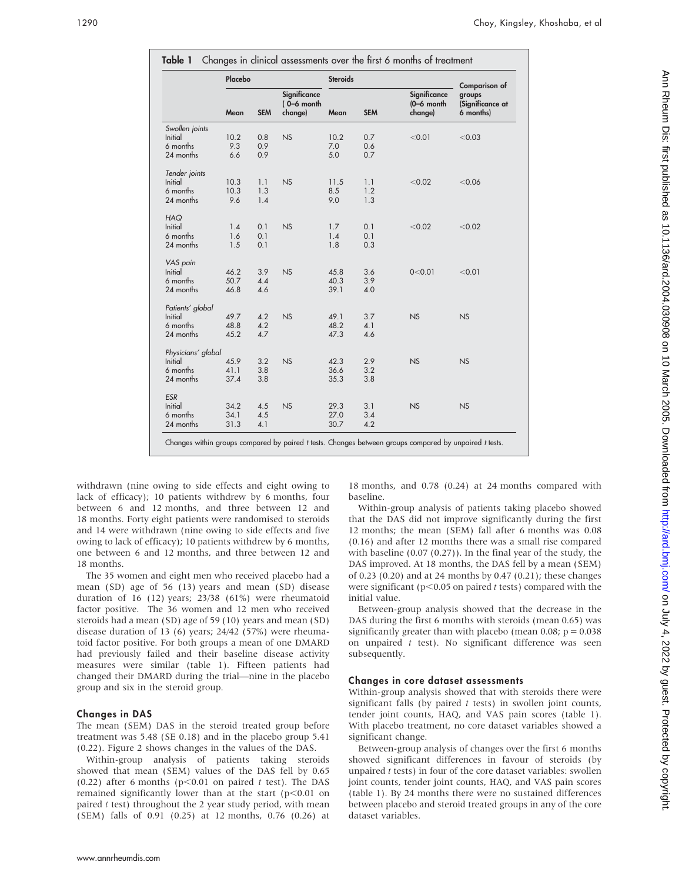**Table 1** Changes in clinical assessments over the first 6 months of treatment

| | Placebo | | | Steroids | | | Comparison of groups (Significance at 6 months) |
|---|---|---|---|---|---|---|---|
| | Mean | SEM | Significance (0–6 month change) | Mean | SEM | Significance (0–6 month change) | |
| *Swollen joints* | | | | | | | |
| Initial | 10.2 | 0.8 | NS | 10.2 | 0.7 | <0.01 | <0.03 |
| 6 months | 9.3 | 0.9 | | 7.0 | 0.6 | | |
| 24 months | 6.6 | 0.9 | | 5.0 | 0.7 | | |
| *Tender joints* | | | | | | | |
| Initial | 10.3 | 1.1 | NS | 11.5 | 1.1 | <0.02 | <0.06 |
| 6 months | 10.3 | 1.3 | | 8.5 | 1.2 | | |
| 24 months | 9.6 | 1.4 | | 9.0 | 1.3 | | |
| *HAQ* | | | | | | | |
| Initial | 1.4 | 0.1 | NS | 1.7 | 0.1 | <0.02 | <0.02 |
| 6 months | 1.6 | 0.1 | | 1.4 | 0.1 | | |
| 24 months | 1.5 | 0.1 | | 1.8 | 0.3 | | |
| *VAS pain* | | | | | | | |
| Initial | 46.2 | 3.9 | NS | 45.8 | 3.6 | 0<0.01 | <0.01 |
| 6 months | 50.7 | 4.4 | | 40.3 | 3.9 | | |
| 24 months | 46.8 | 4.6 | | 39.1 | 4.0 | | |
| *Patients' global* | | | | | | | |
| Initial | 49.7 | 4.2 | NS | 49.1 | 3.7 | NS | NS |
| 6 months | 48.8 | 4.2 | | 48.2 | 4.1 | | |
| 24 months | 45.2 | 4.7 | | 47.3 | 4.6 | | |
| *Physicians' global* | | | | | | | |
| Initial | 45.9 | 3.2 | NS | 42.3 | 2.9 | NS | NS |
| 6 months | 41.1 | 3.8 | | 36.6 | 3.2 | | |
| 24 months | 37.4 | 3.8 | | 35.3 | 3.8 | | |
| *ESR* | | | | | | | |
| Initial | 34.2 | 4.5 | NS | 29.3 | 3.1 | NS | NS |
| 6 months | 34.1 | 4.5 | | 27.0 | 3.4 | | |
| 24 months | 31.3 | 4.1 | | 30.7 | 4.2 | | |

Changes within groups compared by paired *t* tests. Changes between groups compared by unpaired *t* tests.

withdrawn (nine owing to side effects and eight owing to lack of efficacy); 10 patients withdrew by 6 months, four between 6 and 12 months, and three between 12 and 18 months. Forty eight patients were randomised to steroids and 14 were withdrawn (nine owing to side effects and five owing to lack of efficacy); 10 patients withdrew by 6 months, one between 6 and 12 months, and three between 12 and 18 months.

The 35 women and eight men who received placebo had a mean (SD) age of 56 (13) years and mean (SD) disease duration of 16 (12) years; 23/38 (61%) were rheumatoid factor positive. The 36 women and 12 men who received steroids had a mean (SD) age of 59 (10) years and mean (SD) disease duration of 13 (6) years; 24/42 (57%) were rheumatoid factor positive. For both groups a mean of one DMARD had previously failed and their baseline disease activity measures were similar (table 1). Fifteen patients had changed their DMARD during the trial—nine in the placebo group and six in the steroid group.

### Changes in DAS

The mean (SEM) DAS in the steroid treated group before treatment was 5.48 (SE 0.18) and in the placebo group 5.41 (0.22). Figure 2 shows changes in the values of the DAS.

Within-group analysis of patients taking steroids showed that mean (SEM) values of the DAS fell by 0.65 (0.22) after 6 months ($p<0.01$ on paired *t* test). The DAS remained significantly lower than at the start ($p<0.01$ on paired *t* test) throughout the 2 year study period, with mean (SEM) falls of 0.91 (0.25) at 12 months, 0.76 (0.26) at 18 months, and 0.78 (0.24) at 24 months compared with baseline.

Within-group analysis of patients taking placebo showed that the DAS did not improve significantly during the first 12 months; the mean (SEM) fall after 6 months was 0.08 (0.16) and after 12 months there was a small rise compared with baseline (0.07 (0.27)). In the final year of the study, the DAS improved. At 18 months, the DAS fell by a mean (SEM) of 0.23 (0.20) and at 24 months by 0.47 (0.21); these changes were significant ($p<0.05$ on paired *t* tests) compared with the initial value.

Between-group analysis showed that the decrease in the DAS during the first 6 months with steroids (mean 0.65) was significantly greater than with placebo (mean 0.08; $p = 0.038$ on unpaired *t* test). No significant difference was seen subsequently.

### Changes in core dataset assessments

Within-group analysis showed that with steroids there were significant falls (by paired *t* tests) in swollen joint counts, tender joint counts, HAQ, and VAS pain scores (table 1). With placebo treatment, no core dataset variables showed a significant change.

Between-group analysis of changes over the first 6 months showed significant differences in favour of steroids (by unpaired *t* tests) in four of the core dataset variables: swollen joint counts, tender joint counts, HAQ, and VAS pain scores (table 1). By 24 months there were no sustained differences between placebo and steroid treated groups in any of the core dataset variables.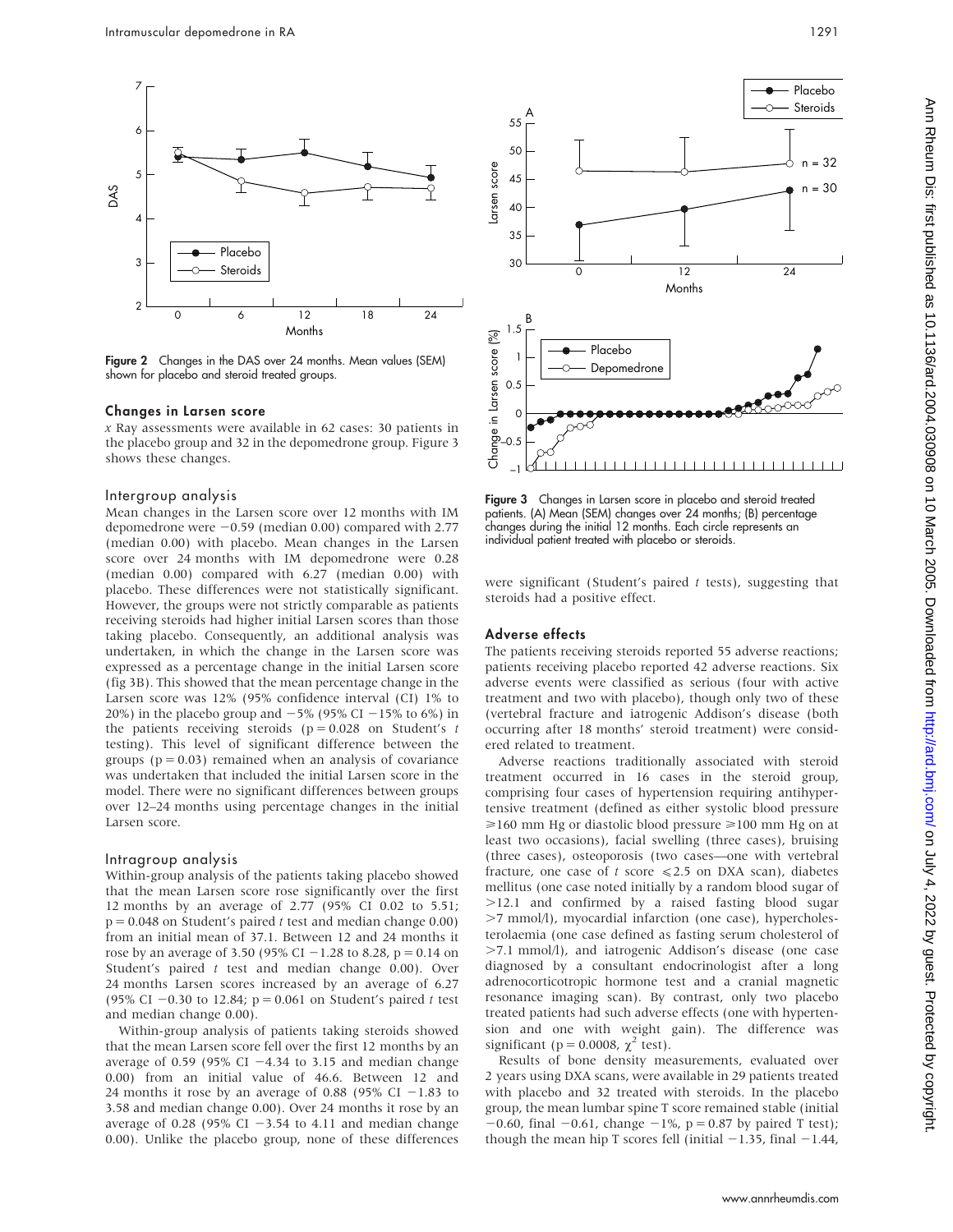Figure 2 Changes in the DAS over 24 months. Mean values (SEM) shown for placebo and steroid treated groups.

### Changes in Larsen score

*x* Ray assessments were available in 62 cases: 30 patients in the placebo group and 32 in the depomedrone group. Figure 3 shows these changes.

#### Intergroup analysis

Mean changes in the Larsen score over 12 months with IM depomedrone were −0.59 (median 0.00) compared with 2.77 (median 0.00) with placebo. Mean changes in the Larsen score over 24 months with IM depomedrone were 0.28 (median 0.00) compared with 6.27 (median 0.00) with placebo. These differences were not statistically significant. However, the groups were not strictly comparable as patients receiving steroids had higher initial Larsen scores than those taking placebo. Consequently, an additional analysis was undertaken, in which the change in the Larsen score was expressed as a percentage change in the initial Larsen score (fig 3B). This showed that the mean percentage change in the Larsen score was 12% (95% confidence interval (CI) 1% to 20%) in the placebo group and −5% (95% CI −15% to 6%) in the patients receiving steroids ($p = 0.028$ on Student's *t* testing). This level of significant difference between the groups ($p = 0.03$) remained when an analysis of covariance was undertaken that included the initial Larsen score in the model. There were no significant differences between groups over 12–24 months using percentage changes in the initial Larsen score.

#### Intragroup analysis

Within-group analysis of the patients taking placebo showed that the mean Larsen score rose significantly over the first 12 months by an average of 2.77 (95% CI 0.02 to 5.51; $p = 0.048$ on Student's paired *t* test and median change 0.00) from an initial mean of 37.1. Between 12 and 24 months it rose by an average of 3.50 (95% CI −1.28 to 8.28, $p = 0.14$ on Student's paired *t* test and median change 0.00). Over 24 months Larsen scores increased by an average of 6.27 (95% CI −0.30 to 12.84; $p = 0.061$ on Student's paired *t* test and median change 0.00).

Within-group analysis of patients taking steroids showed that the mean Larsen score fell over the first 12 months by an average of 0.59 (95% CI −4.34 to 3.15 and median change 0.00) from an initial value of 46.6. Between 12 and 24 months it rose by an average of 0.88 (95% CI −1.83 to 3.58 and median change 0.00). Over 24 months it rose by an average of 0.28 (95% CI −3.54 to 4.11 and median change 0.00). Unlike the placebo group, none of these differences were significant (Student's paired *t* tests), suggesting that steroids had a positive effect.

Figure 3 Changes in Larsen score in placebo and steroid treated patients. (A) Mean (SEM) changes over 24 months; (B) percentage changes during the initial 12 months. Each circle represents an individual patient treated with placebo or steroids.

### Adverse effects

The patients receiving steroids reported 55 adverse reactions; patients receiving placebo reported 42 adverse reactions. Six adverse events were classified as serious (four with active treatment and two with placebo), though only two of these (vertebral fracture and iatrogenic Addison's disease (both occurring after 18 months' steroid treatment) were considered related to treatment.

Adverse reactions traditionally associated with steroid treatment occurred in 16 cases in the steroid group, comprising four cases of hypertension requiring antihypertensive treatment (defined as either systolic blood pressure ⩾160 mm Hg or diastolic blood pressure ⩾100 mm Hg on at least two occasions), facial swelling (three cases), bruising (three cases), osteoporosis (two cases—one with vertebral fracture, one case of *t* score ⩽2.5 on DXA scan), diabetes mellitus (one case noted initially by a random blood sugar of >12.1 and confirmed by a raised fasting blood sugar >7 mmol/l), myocardial infarction (one case), hypercholesterolaemia (one case defined as fasting serum cholesterol of >7.1 mmol/l), and iatrogenic Addison's disease (one case diagnosed by a consultant endocrinologist after a long adrenocorticotropic hormone test and a cranial magnetic resonance imaging scan). By contrast, only two placebo treated patients had such adverse effects (one with hypertension and one with weight gain). The difference was significant ($p = 0.0008$, $\chi^2$ test).

Results of bone density measurements, evaluated over 2 years using DXA scans, were available in 29 patients treated with placebo and 32 treated with steroids. In the placebo group, the mean lumbar spine T score remained stable (initial −0.60, final −0.61, change −1%, $p = 0.87$ by paired T test); though the mean hip T scores fell (initial −1.35, final −1.44,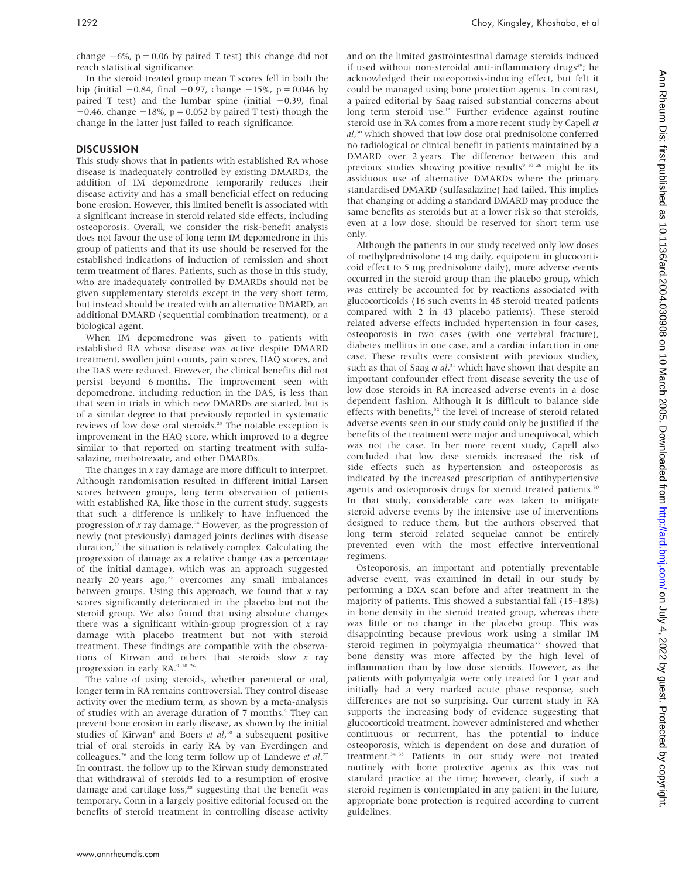change −6%, p = 0.06 by paired T test) this change did not reach statistical significance.

In the steroid treated group mean T scores fell in both the hip (initial −0.84, final −0.97, change −15%, p = 0.046 by paired T test) and the lumbar spine (initial −0.39, final −0.46, change −18%, p = 0.052 by paired T test) though the change in the latter just failed to reach significance.

## DISCUSSION

This study shows that in patients with established RA whose disease is inadequately controlled by existing DMARDs, the addition of IM depomedrone temporarily reduces their disease activity and has a small beneficial effect on reducing bone erosion. However, this limited benefit is associated with a significant increase in steroid related side effects, including osteoporosis. Overall, we consider the risk-benefit analysis does not favour the use of long term IM depomedrone in this group of patients and that its use should be reserved for the established indications of induction of remission and short term treatment of flares. Patients, such as those in this study, who are inadequately controlled by DMARDs should not be given supplementary steroids except in the very short term, but instead should be treated with an alternative DMARD, an additional DMARD (sequential combination treatment), or a biological agent.

When IM depomedrone was given to patients with established RA whose disease was active despite DMARD treatment, swollen joint counts, pain scores, HAQ scores, and the DAS were reduced. However, the clinical benefits did not persist beyond 6 months. The improvement seen with depomedrone, including reduction in the DAS, is less than that seen in trials in which new DMARDs are started, but is of a similar degree to that previously reported in systematic reviews of low dose oral steroids.[23] The notable exception is improvement in the HAQ score, which improved to a degree similar to that reported on starting treatment with sulfasalazine, methotrexate, and other DMARDs.

The changes in *x* ray damage are more difficult to interpret. Although randomisation resulted in different initial Larsen scores between groups, long term observation of patients with established RA, like those in the current study, suggests that such a difference is unlikely to have influenced the progression of *x* ray damage.[24] However, as the progression of newly (not previously) damaged joints declines with disease duration,[25] the situation is relatively complex. Calculating the progression of damage as a relative change (as a percentage of the initial damage), which was an approach suggested nearly 20 years ago,[22] overcomes any small imbalances between groups. Using this approach, we found that *x* ray scores significantly deteriorated in the placebo but not the steroid group. We also found that using absolute changes there was a significant within-group progression of *x* ray damage with placebo treatment but not with steroid treatment. These findings are compatible with the observations of Kirwan and others that steroids slow *x* ray progression in early RA.[9 10 26]

The value of using steroids, whether parenteral or oral, longer term in RA remains controversial. They control disease activity over the medium term, as shown by a meta-analysis of studies with an average duration of 7 months.[4] They can prevent bone erosion in early disease, as shown by the initial studies of Kirwan[9] and Boers *et al*,[10] a subsequent positive trial of oral steroids in early RA by van Everdingen and colleagues,[26] and the long term follow up of Landewe *et al*.[27] In contrast, the follow up to the Kirwan study demonstrated that withdrawal of steroids led to a resumption of erosive damage and cartilage loss,[28] suggesting that the benefit was temporary. Conn in a largely positive editorial focused on the benefits of steroid treatment in controlling disease activity and on the limited gastrointestinal damage steroids induced if used without non-steroidal anti-inflammatory drugs[29]; he acknowledged their osteoporosis-inducing effect, but felt it could be managed using bone protection agents. In contrast, a paired editorial by Saag raised substantial concerns about long term steroid use.[13] Further evidence against routine steroid use in RA comes from a more recent study by Capell *et al*,[30] which showed that low dose oral prednisolone conferred no radiological or clinical benefit in patients maintained by a DMARD over 2 years. The difference between this and previous studies showing positive results[9 10 26] might be its assiduous use of alternative DMARDs where the primary standardised DMARD (sulfasalazine) had failed. This implies that changing or adding a standard DMARD may produce the same benefits as steroids but at a lower risk so that steroids, even at a low dose, should be reserved for short term use only.

Although the patients in our study received only low doses of methylprednisolone (4 mg daily, equipotent in glucocorticoid effect to 5 mg prednisolone daily), more adverse events occurred in the steroid group than the placebo group, which was entirely be accounted for by reactions associated with glucocorticoids (16 such events in 48 steroid treated patients compared with 2 in 43 placebo patients). These steroid related adverse effects included hypertension in four cases, osteoporosis in two cases (with one vertebral fracture), diabetes mellitus in one case, and a cardiac infarction in one case. These results were consistent with previous studies, such as that of Saag *et al*,[31] which have shown that despite an important confounder effect from disease severity the use of low dose steroids in RA increased adverse events in a dose dependent fashion. Although it is difficult to balance side effects with benefits,[32] the level of increase of steroid related adverse events seen in our study could only be justified if the benefits of the treatment were major and unequivocal, which was not the case. In her more recent study, Capell also concluded that low dose steroids increased the risk of side effects such as hypertension and osteoporosis as indicated by the increased prescription of antihypertensive agents and osteoporosis drugs for steroid treated patients.[30] In that study, considerable care was taken to mitigate steroid adverse events by the intensive use of interventions designed to reduce them, but the authors observed that long term steroid related sequelae cannot be entirely prevented even with the most effective interventional regimens.

Osteoporosis, an important and potentially preventable adverse event, was examined in detail in our study by performing a DXA scan before and after treatment in the majority of patients. This showed a substantial fall (15–18%) in bone density in the steroid treated group, whereas there was little or no change in the placebo group. This was disappointing because previous work using a similar IM steroid regimen in polymyalgia rheumatica[33] showed that bone density was more affected by the high level of inflammation than by low dose steroids. However, as the patients with polymyalgia were only treated for 1 year and initially had a very marked acute phase response, such differences are not so surprising. Our current study in RA supports the increasing body of evidence suggesting that glucocorticoid treatment, however administered and whether continuous or recurrent, has the potential to induce osteoporosis, which is dependent on dose and duration of treatment.[34 35] Patients in our study were not treated routinely with bone protective agents as this was not standard practice at the time; however, clearly, if such a steroid regimen is contemplated in any patient in the future, appropriate bone protection is required according to current guidelines.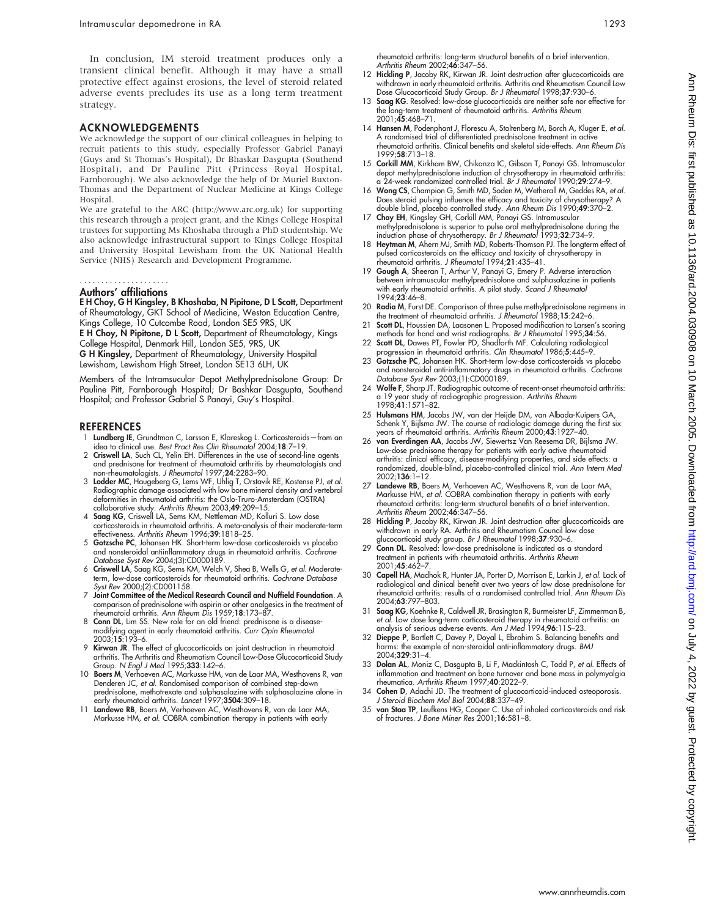In conclusion, IM steroid treatment produces only a transient clinical benefit. Although it may have a small protective effect against erosions, the level of steroid related adverse events precludes its use as a long term treatment strategy.

## ACKNOWLEDGEMENTS

We acknowledge the support of our clinical colleagues in helping to recruit patients to this study, especially Professor Gabriel Panayi (Guys and St Thomas's Hospital), Dr Bhaskar Dasgupta (Southend Hospital), and Dr Pauline Pitt (Princess Royal Hospital, Farnborough). We also acknowledge the help of Dr Muriel Buxton-Thomas and the Department of Nuclear Medicine at Kings College Hospital.

We are grateful to the ARC (http://www.arc.org.uk) for supporting this research through a project grant, and the Kings College Hospital trustees for supporting Ms Khoshaba through a PhD studentship. We also acknowledge infrastructural support to Kings College Hospital and University Hospital Lewisham from the UK National Health Service (NHS) Research and Development Programme.

## Authors' affiliations

**E H Choy, G H Kingsley, B Khoshaba, N Pipitone, D L Scott,** Department of Rheumatology, GKT School of Medicine, Weston Education Centre, Kings College, 10 Cutcombe Road, London SE5 9RS, UK

**E H Choy, N Pipitone, D L Scott,** Department of Rheumatology, Kings College Hospital, Denmark Hill, London SE5, 9RS, UK

**G H Kingsley,** Department of Rheumatology, University Hospital Lewisham, Lewisham High Street, London SE13 6LH, UK

Members of the Intramsucular Depot Methylprednisolone Group: Dr Pauline Pitt, Farnborough Hospital; Dr Bashkar Dasgupta, Southend Hospital; and Professor Gabriel S Panayi, Guy's Hospital.

## REFERENCES

1. **Lundberg IE**, Grundtman C, Larsson E, Klareskog L. Corticosteroids—from an idea to clinical use. *Best Pract Res Clin Rheumatol* 2004;**18**:7–19.
2. **Criswell LA**, Such CL, Yelin EH. Differences in the use of second-line agents and prednisone for treatment of rheumatoid arthritis by rheumatologists and non-rheumatologists. *J Rheumatol* 1997;**24**:2283–90.
3. **Lodder MC**, Haugeberg G, Lems WF, Uhlig T, Orstavik RE, Kostense PJ, *et al*. Radiographic damage associated with low bone mineral density and vertebral deformities in rheumatoid arthritis: the Oslo-Truro-Amsterdam (OSTRA) collaborative study. *Arthritis Rheum* 2003;**49**:209–15.
4. **Saag KG**, Criswell LA, Sems KM, Nettleman MD, Kolluri S. Low dose corticosteroids in rheumatoid arthritis. A meta-analysis of their moderate-term effectiveness. *Arthritis Rheum* 1996;**39**:1818–25.
5. **Gotzsche PC**, Johansen HK. Short-term low-dose corticosteroids vs placebo and nonsteroidal antiinflammatory drugs in rheumatoid arthritis. *Cochrane Database Syst Rev* 2004;(3):CD000189.
6. **Criswell LA**, Saag KG, Sems KM, Welch V, Shea B, Wells G, *et al*. Moderate-term, low-dose corticosteroids for rheumatoid arthritis. *Cochrane Database Syst Rev* 2000;(2):CD001158.
7. **Joint Committee of the Medical Research Council and Nuffield Foundation**. A comparison of prednisolone with aspirin or other analgesics in the treatment of rheumatoid arthritis. *Ann Rheum Dis* 1959;**18**:173–87.
8. **Conn DL**, Lim SS. New role for an old friend: prednisone is a disease-modifying agent in early rheumatoid arthritis. *Curr Opin Rheumatol* 2003;**15**:193–6.
9. **Kirwan JR**. The effect of glucocorticoids on joint destruction in rheumatoid arthritis. The Arthritis and Rheumatism Council Low-Dose Glucocorticoid Study Group. *N Engl J Med* 1995;**333**:142–6.
10. **Boers M**, Verhoeven AC, Markusse HM, van de Laar MA, Westhovens R, van Denderen JC, *et al*. Randomised comparison of combined step-down prednisolone, methotrexate and sulphasalazine with sulphasalazine alone in early rheumatoid arthritis. *Lancet* 1997;**3504**:309–18.
11. **Landewe RB**, Boers M, Verhoeven AC, Westhovens R, van de Laar MA, Markusse HM, *et al*. COBRA combination therapy in patients with early rheumatoid arthritis: long-term structural benefits of a brief intervention. *Arthritis Rheum* 2002;**46**:347–56.
12. **Hickling P**, Jacoby RK, Kirwan JR. Joint destruction after glucocorticoids are withdrawn in early rheumatoid arthritis. Arthritis and Rheumatism Council Low Dose Glucocorticoid Study Group. *Br J Rheumatol* 1998;**37**:930–6.
13. **Saag KG**. Resolved: low-dose glucocorticoids are neither safe nor effective for the long-term treatment of rheumatoid arthritis. *Arthritis Rheum* 2001;**45**:468–71.
14. **Hansen M**, Podenphant J, Florescu A, Stoltenberg M, Borch A, Kluger E, *et al*. A randomised trial of differentiated prednisolone treatment in active rheumatoid arthritis. Clinical benefits and skeletal side-effects. *Ann Rheum Dis* 1999;**58**:713–18.
15. **Corkill MM**, Kirkham BW, Chikanza IC, Gibson T, Panayi GS. Intramuscular depot methylprednisolone induction of chrysotherapy in rheumatoid arthritis: a 24-week randomized controlled trial. *Br J Rheumatol* 1990;**29**:274–9.
16. **Wong CS**, Champion G, Smith MD, Soden M, Wetherall M, Geddes RA, *et al*. Does steroid pulsing influence the efficacy and toxicity of chrysotherapy? A double blind, placebo controlled study. *Ann Rheum Dis* 1990;**49**:370–2.
17. **Choy EH**, Kingsley GH, Corkill MM, Panayi GS. Intramuscular methylprednisolone is superior to pulse oral methylprednisolone during the induction phase of chrysotherapy. *Br J Rheumatol* 1993;**32**:734–9.
18. **Heytman M**, Ahern MJ, Smith MD, Roberts-Thomson PJ. The longterm effect of pulsed corticosteroids on the efficacy and toxicity of chrysotherapy in rheumatoid arthritis. *J Rheumatol* 1994;**21**:435–41.
19. **Gough A**, Sheeran T, Arthur V, Panayi G, Emery P. Adverse interaction between intramuscular methylprednisolone and sulphasalazine in patients with early rheumatoid arthritis. A pilot study. *Scand J Rheumatol* 1994;**23**:46–8.
20. **Radia M**, Furst DE. Comparison of three pulse methylprednisolone regimens in the treatment of rheumatoid arthritis. *J Rheumatol* 1988;**15**:242–6.
21. **Scott DL**, Houssien DA, Laasonen L. Proposed modification to Larsen's scoring methods for hand and wrist radiographs. *Br J Rheumatol* 1995;**34**:56.
22. **Scott DL**, Dawes PT, Fowler PD, Shadforth MF. Calculating radiological progression in rheumatoid arthritis. *Clin Rheumatol* 1986;**5**:445–9.
23. **Gotzsche PC**, Johansen HK. Short-term low-dose corticosteroids vs placebo and nonsteroidal anti-inflammatory drugs in rheumatoid arthritis. *Cochrane Database Syst Rev* 2003;(1):CD000189.
24. **Wolfe F**, Sharp JT. Radiographic outcome of recent-onset rheumatoid arthritis: a 19 year study of radiographic progression. *Arthritis Rheum* 1998;**41**:1571–82.
25. **Hulsmans HM**, Jacobs JW, van der Heijde DM, van Albada-Kuipers GA, Schenk Y, Bijlsma JW. The course of radiologic damage during the first six years of rheumatoid arthritis. *Arthritis Rheum* 2000;**43**:1927–40.
26. **van Everdingen AA**, Jacobs JW, Siewertsz Van Reesema DR, Bijlsma JW. Low-dose prednisone therapy for patients with early active rheumatoid arthritis: clinical efficacy, disease-modifying properties, and side effects: a randomized, double-blind, placebo-controlled clinical trial. *Ann Intern Med* 2002;**136**:1–12.
27. **Landewe RB**, Boers M, Verhoeven AC, Westhovens R, van de Laar MA, Markusse HM, *et al*. COBRA combination therapy in patients with early rheumatoid arthritis: long-term structural benefits of a brief intervention. *Arthritis Rheum* 2002;**46**:347–56.
28. **Hickling P**, Jacoby RK, Kirwan JR. Joint destruction after glucocorticoids are withdrawn in early RA. Arthritis and Rheumatism Council low dose glucocorticoid study group. *Br J Rheumatol* 1998;**37**:930–6.
29. **Conn DL**. Resolved: low-dose prednisone is indicated as a standard treatment in patients with rheumatoid arthritis. *Arthritis Rheum* 2001;**45**:462–7.
30. **Capell HA**, Madhok R, Hunter JA, Porter D, Morrison E, Larkin J, *et al*. Lack of radiological and clinical benefit over two years of low dose prednisolone for rheumatoid arthritis: results of a randomised controlled trial. *Ann Rheum Dis* 2004;**63**:797–803.
31. **Saag KG**, Koehnke R, Caldwell JR, Brasington R, Burmeister LF, Zimmerman B, *et al*. Low dose long-term corticosteroid therapy in rheumatoid arthritis: an analysis of serious adverse events. *Am J Med* 1994;**96**:115–23.
32. **Dieppe P**, Bartlett C, Davey P, Doyal L, Ebrahim S. Balancing benefits and harms: the example of non-steroidal anti-inflammatory drugs. *BMJ* 2004;**329**:31–4.
33. **Dolan AL**, Moniz C, Dasgupta B, Li F, Mackintosh C, Todd P, *et al*. Effects of inflammation and treatment on bone turnover and bone mass in polymyalgia rheumatica. *Arthritis Rheum* 1997;**40**:2022–9.
34. **Cohen D**, Adachi JD. The treatment of glucocorticoid-induced osteoporosis. *J Steroid Biochem Mol Biol* 2004;**88**:337–49.
35. **van Staa TP**, Leufkens HG, Cooper C. Use of inhaled corticosteroids and risk of fractures. *J Bone Miner Res* 2001;**16**:581–8.